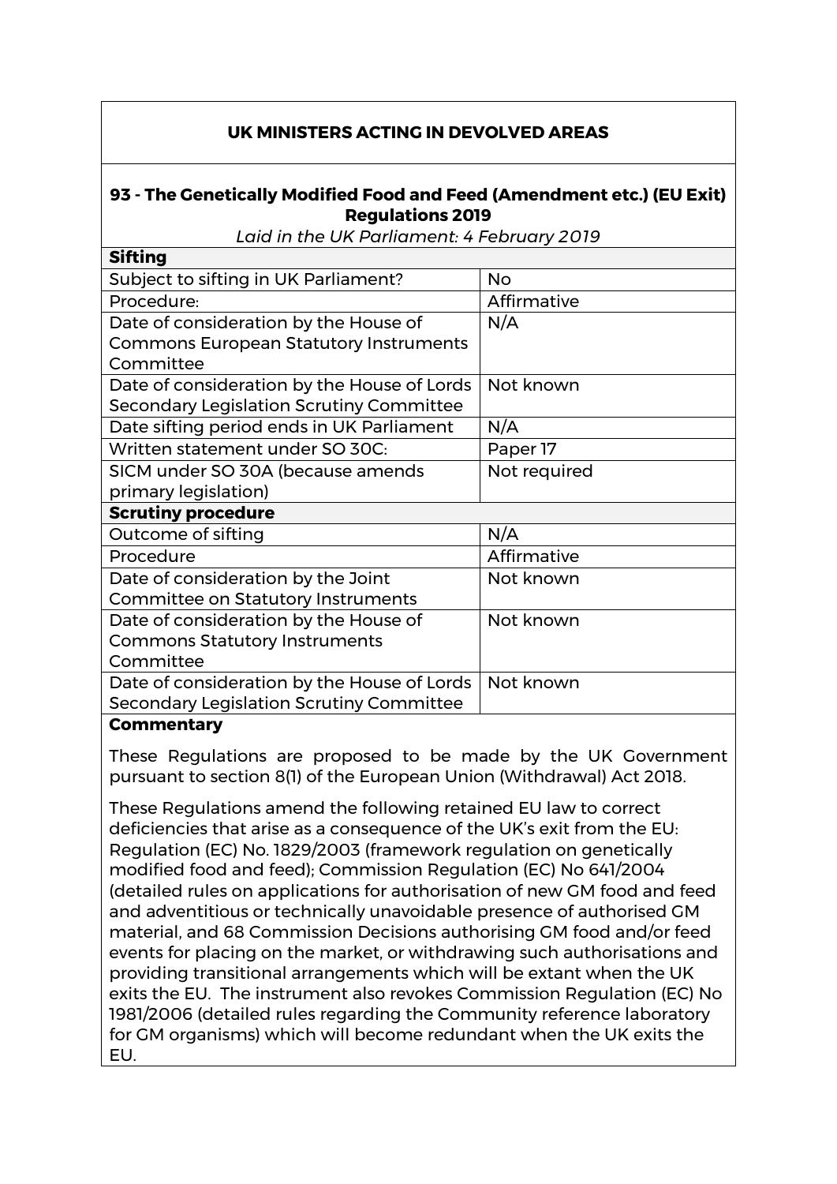## UK MINISTERS ACTING IN DEVOLVED AREAS

### 93 - The Genetically Modified Food and Feed (Amendment etc.) (EU Exit) Regulations 2019

*Laid in the UK Parliament: 4 February 2019*

| **Sifting** | |
|---|---|
| Subject to sifting in UK Parliament? | No |
| Procedure: | Affirmative |
| Date of consideration by the House of Commons European Statutory Instruments Committee | N/A |
| Date of consideration by the House of Lords Secondary Legislation Scrutiny Committee | Not known |
| Date sifting period ends in UK Parliament | N/A |
| Written statement under SO 30C: | Paper 17 |
| SICM under SO 30A (because amends primary legislation) | Not required |
| **Scrutiny procedure** | |
| Outcome of sifting | N/A |
| Procedure | Affirmative |
| Date of consideration by the Joint Committee on Statutory Instruments | Not known |
| Date of consideration by the House of Commons Statutory Instruments Committee | Not known |
| Date of consideration by the House of Lords Secondary Legislation Scrutiny Committee | Not known |

**Commentary**

These Regulations are proposed to be made by the UK Government pursuant to section 8(1) of the European Union (Withdrawal) Act 2018.

These Regulations amend the following retained EU law to correct deficiencies that arise as a consequence of the UK's exit from the EU: Regulation (EC) No. 1829/2003 (framework regulation on genetically modified food and feed); Commission Regulation (EC) No 641/2004 (detailed rules on applications for authorisation of new GM food and feed and adventitious or technically unavoidable presence of authorised GM material, and 68 Commission Decisions authorising GM food and/or feed events for placing on the market, or withdrawing such authorisations and providing transitional arrangements which will be extant when the UK exits the EU. The instrument also revokes Commission Regulation (EC) No 1981/2006 (detailed rules regarding the Community reference laboratory for GM organisms) which will become redundant when the UK exits the EU.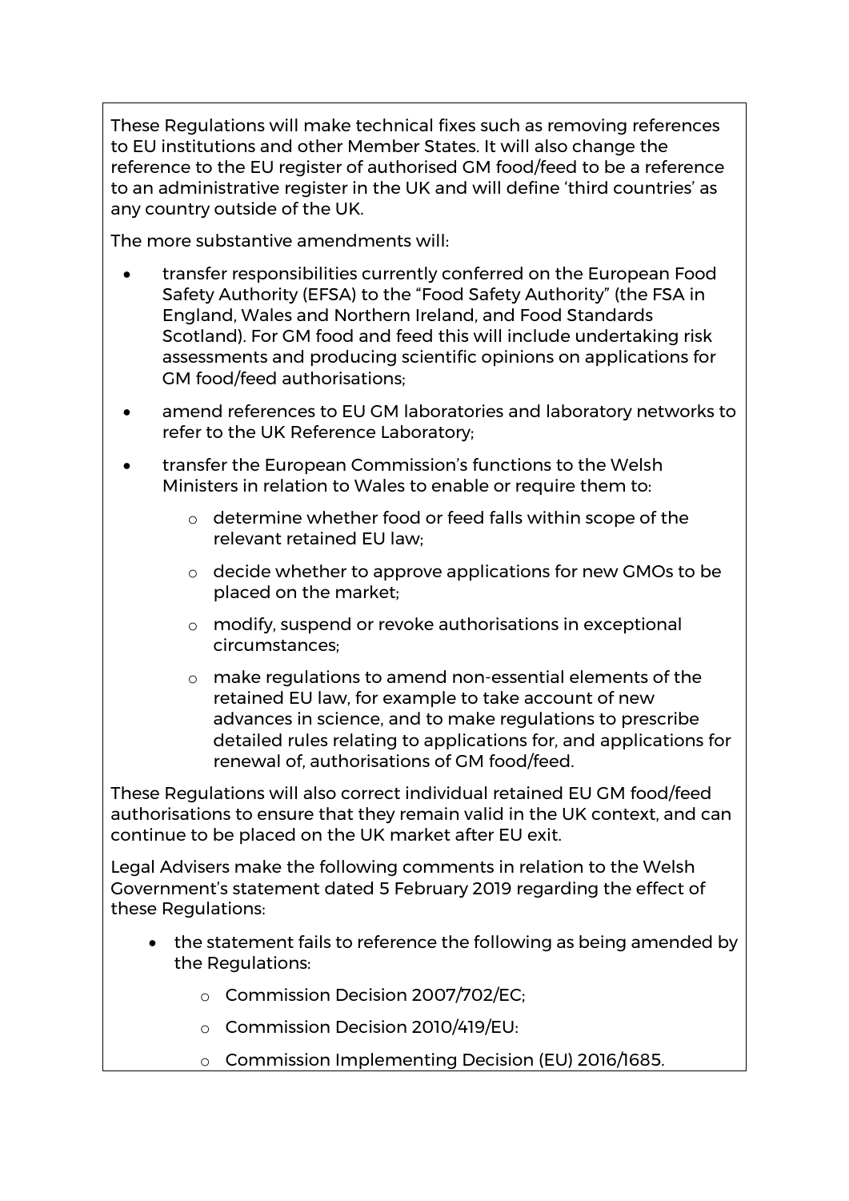These Regulations will make technical fixes such as removing references to EU institutions and other Member States. It will also change the reference to the EU register of authorised GM food/feed to be a reference to an administrative register in the UK and will define 'third countries' as any country outside of the UK.

The more substantive amendments will:

- transfer responsibilities currently conferred on the European Food Safety Authority (EFSA) to the "Food Safety Authority" (the FSA in England, Wales and Northern Ireland, and Food Standards Scotland). For GM food and feed this will include undertaking risk assessments and producing scientific opinions on applications for GM food/feed authorisations;
- amend references to EU GM laboratories and laboratory networks to refer to the UK Reference Laboratory;
- transfer the European Commission's functions to the Welsh Ministers in relation to Wales to enable or require them to:
  - determine whether food or feed falls within scope of the relevant retained EU law;
  - decide whether to approve applications for new GMOs to be placed on the market;
  - modify, suspend or revoke authorisations in exceptional circumstances;
  - make regulations to amend non-essential elements of the retained EU law, for example to take account of new advances in science, and to make regulations to prescribe detailed rules relating to applications for, and applications for renewal of, authorisations of GM food/feed.

These Regulations will also correct individual retained EU GM food/feed authorisations to ensure that they remain valid in the UK context, and can continue to be placed on the UK market after EU exit.

Legal Advisers make the following comments in relation to the Welsh Government's statement dated 5 February 2019 regarding the effect of these Regulations:

- the statement fails to reference the following as being amended by the Regulations:
  - Commission Decision 2007/702/EC;
  - Commission Decision 2010/419/EU:
  - Commission Implementing Decision (EU) 2016/1685.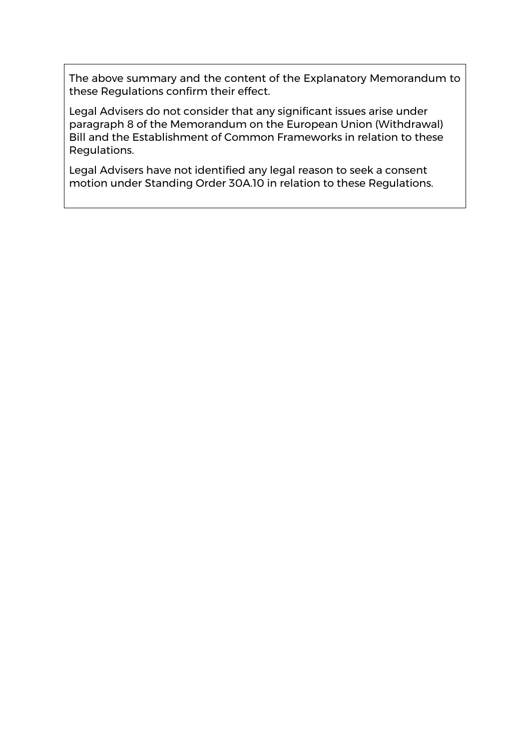The above summary and the content of the Explanatory Memorandum to these Regulations confirm their effect.

Legal Advisers do not consider that any significant issues arise under paragraph 8 of the Memorandum on the European Union (Withdrawal) Bill and the Establishment of Common Frameworks in relation to these Regulations.

Legal Advisers have not identified any legal reason to seek a consent motion under Standing Order 30A.10 in relation to these Regulations.